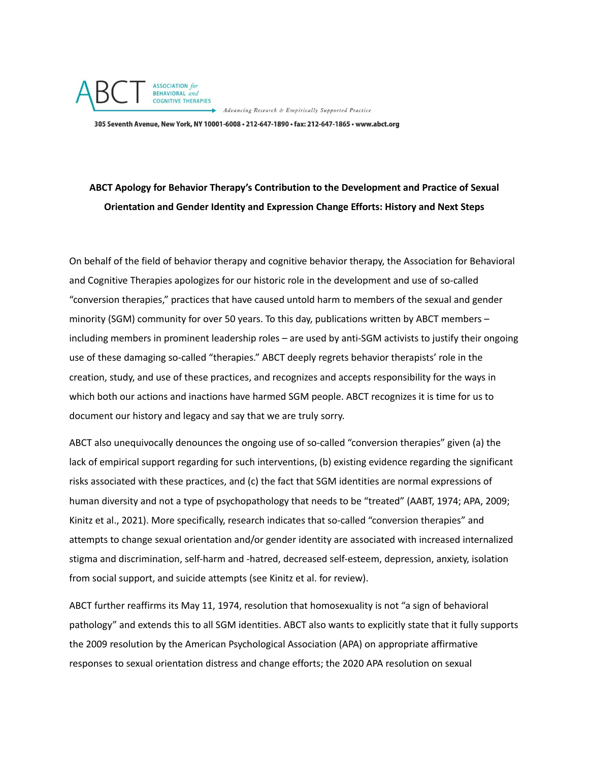ABCT ASSOCIATION for BEHAVIORAL and COGNITIVE THERAPIES

*Advancing Research & Empirically Supported Practice*

305 Seventh Avenue, New York, NY 10001-6008 • 212-647-1890 • fax: 212-647-1865 • www.abct.org

**ABCT Apology for Behavior Therapy's Contribution to the Development and Practice of Sexual Orientation and Gender Identity and Expression Change Efforts: History and Next Steps**

On behalf of the field of behavior therapy and cognitive behavior therapy, the Association for Behavioral and Cognitive Therapies apologizes for our historic role in the development and use of so-called "conversion therapies," practices that have caused untold harm to members of the sexual and gender minority (SGM) community for over 50 years. To this day, publications written by ABCT members – including members in prominent leadership roles – are used by anti-SGM activists to justify their ongoing use of these damaging so-called "therapies." ABCT deeply regrets behavior therapists' role in the creation, study, and use of these practices, and recognizes and accepts responsibility for the ways in which both our actions and inactions have harmed SGM people. ABCT recognizes it is time for us to document our history and legacy and say that we are truly sorry.

ABCT also unequivocally denounces the ongoing use of so-called "conversion therapies" given (a) the lack of empirical support regarding for such interventions, (b) existing evidence regarding the significant risks associated with these practices, and (c) the fact that SGM identities are normal expressions of human diversity and not a type of psychopathology that needs to be "treated" (AABT, 1974; APA, 2009; Kinitz et al., 2021). More specifically, research indicates that so-called "conversion therapies" and attempts to change sexual orientation and/or gender identity are associated with increased internalized stigma and discrimination, self-harm and -hatred, decreased self-esteem, depression, anxiety, isolation from social support, and suicide attempts (see Kinitz et al. for review).

ABCT further reaffirms its May 11, 1974, resolution that homosexuality is not "a sign of behavioral pathology" and extends this to all SGM identities. ABCT also wants to explicitly state that it fully supports the 2009 resolution by the American Psychological Association (APA) on appropriate affirmative responses to sexual orientation distress and change efforts; the 2020 APA resolution on sexual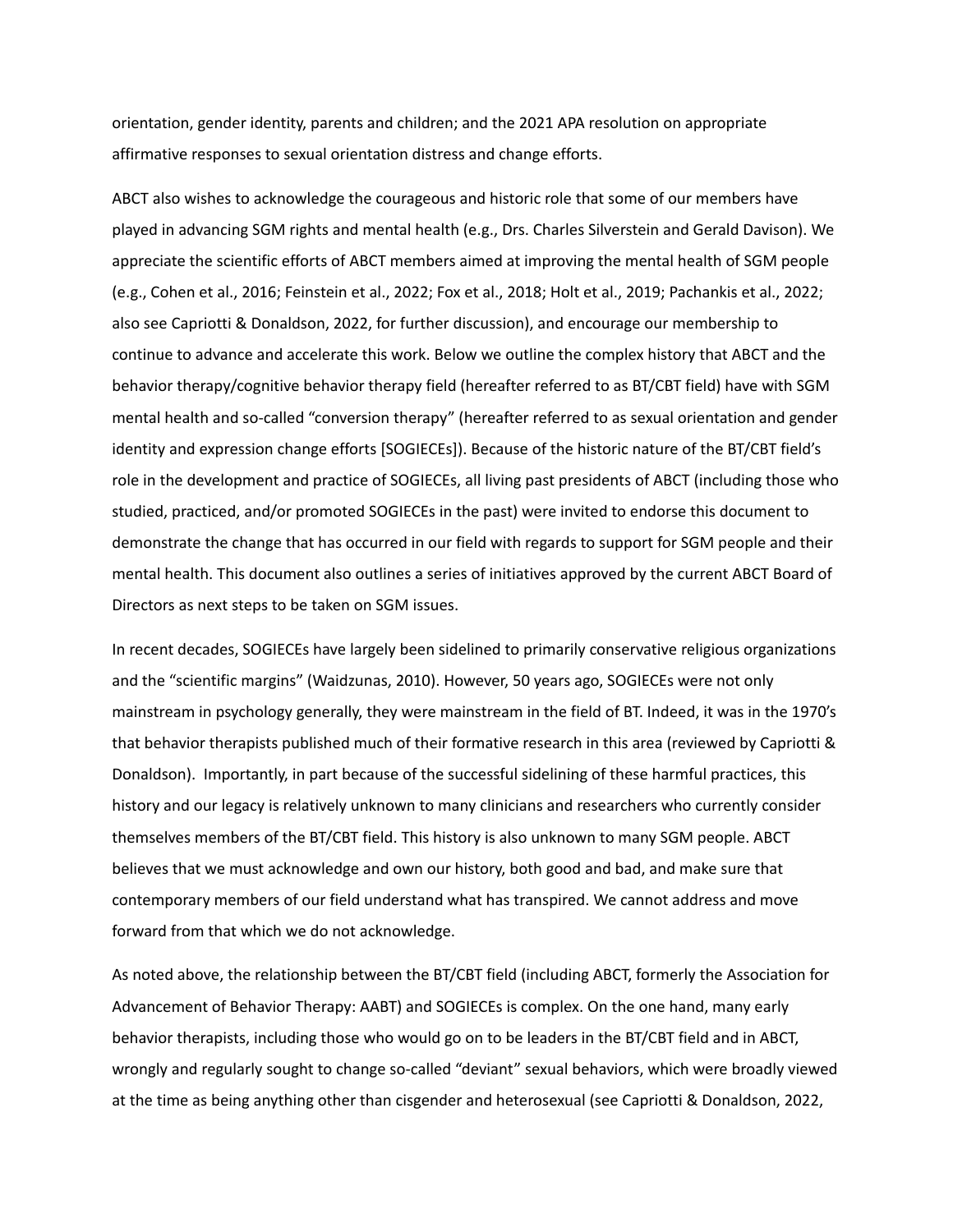orientation, gender identity, parents and children; and the 2021 APA resolution on appropriate affirmative responses to sexual orientation distress and change efforts.

ABCT also wishes to acknowledge the courageous and historic role that some of our members have played in advancing SGM rights and mental health (e.g., Drs. Charles Silverstein and Gerald Davison). We appreciate the scientific efforts of ABCT members aimed at improving the mental health of SGM people (e.g., Cohen et al., 2016; Feinstein et al., 2022; Fox et al., 2018; Holt et al., 2019; Pachankis et al., 2022; also see Capriotti & Donaldson, 2022, for further discussion), and encourage our membership to continue to advance and accelerate this work. Below we outline the complex history that ABCT and the behavior therapy/cognitive behavior therapy field (hereafter referred to as BT/CBT field) have with SGM mental health and so-called "conversion therapy" (hereafter referred to as sexual orientation and gender identity and expression change efforts [SOGIECEs]). Because of the historic nature of the BT/CBT field's role in the development and practice of SOGIECEs, all living past presidents of ABCT (including those who studied, practiced, and/or promoted SOGIECEs in the past) were invited to endorse this document to demonstrate the change that has occurred in our field with regards to support for SGM people and their mental health. This document also outlines a series of initiatives approved by the current ABCT Board of Directors as next steps to be taken on SGM issues.

In recent decades, SOGIECEs have largely been sidelined to primarily conservative religious organizations and the "scientific margins" (Waidzunas, 2010). However, 50 years ago, SOGIECEs were not only mainstream in psychology generally, they were mainstream in the field of BT. Indeed, it was in the 1970's that behavior therapists published much of their formative research in this area (reviewed by Capriotti & Donaldson). Importantly, in part because of the successful sidelining of these harmful practices, this history and our legacy is relatively unknown to many clinicians and researchers who currently consider themselves members of the BT/CBT field. This history is also unknown to many SGM people. ABCT believes that we must acknowledge and own our history, both good and bad, and make sure that contemporary members of our field understand what has transpired. We cannot address and move forward from that which we do not acknowledge.

As noted above, the relationship between the BT/CBT field (including ABCT, formerly the Association for Advancement of Behavior Therapy: AABT) and SOGIECEs is complex. On the one hand, many early behavior therapists, including those who would go on to be leaders in the BT/CBT field and in ABCT, wrongly and regularly sought to change so-called "deviant" sexual behaviors, which were broadly viewed at the time as being anything other than cisgender and heterosexual (see Capriotti & Donaldson, 2022,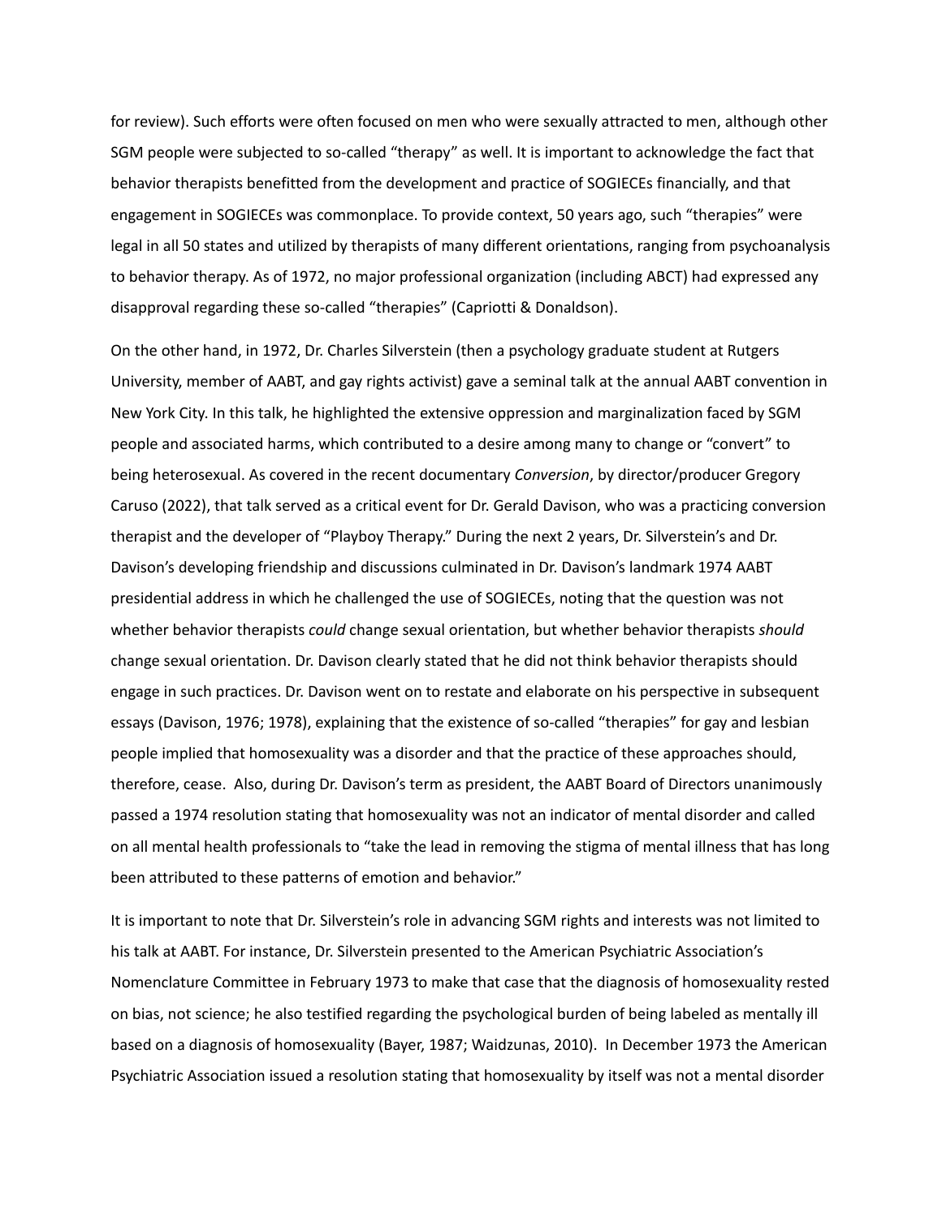for review). Such efforts were often focused on men who were sexually attracted to men, although other SGM people were subjected to so-called "therapy" as well. It is important to acknowledge the fact that behavior therapists benefitted from the development and practice of SOGIECEs financially, and that engagement in SOGIECEs was commonplace. To provide context, 50 years ago, such "therapies" were legal in all 50 states and utilized by therapists of many different orientations, ranging from psychoanalysis to behavior therapy. As of 1972, no major professional organization (including ABCT) had expressed any disapproval regarding these so-called "therapies" (Capriotti & Donaldson).

On the other hand, in 1972, Dr. Charles Silverstein (then a psychology graduate student at Rutgers University, member of AABT, and gay rights activist) gave a seminal talk at the annual AABT convention in New York City. In this talk, he highlighted the extensive oppression and marginalization faced by SGM people and associated harms, which contributed to a desire among many to change or "convert" to being heterosexual. As covered in the recent documentary *Conversion*, by director/producer Gregory Caruso (2022), that talk served as a critical event for Dr. Gerald Davison, who was a practicing conversion therapist and the developer of "Playboy Therapy." During the next 2 years, Dr. Silverstein's and Dr. Davison's developing friendship and discussions culminated in Dr. Davison's landmark 1974 AABT presidential address in which he challenged the use of SOGIECEs, noting that the question was not whether behavior therapists *could* change sexual orientation, but whether behavior therapists *should* change sexual orientation. Dr. Davison clearly stated that he did not think behavior therapists should engage in such practices. Dr. Davison went on to restate and elaborate on his perspective in subsequent essays (Davison, 1976; 1978), explaining that the existence of so-called "therapies" for gay and lesbian people implied that homosexuality was a disorder and that the practice of these approaches should, therefore, cease. Also, during Dr. Davison's term as president, the AABT Board of Directors unanimously passed a 1974 resolution stating that homosexuality was not an indicator of mental disorder and called on all mental health professionals to "take the lead in removing the stigma of mental illness that has long been attributed to these patterns of emotion and behavior."

It is important to note that Dr. Silverstein's role in advancing SGM rights and interests was not limited to his talk at AABT. For instance, Dr. Silverstein presented to the American Psychiatric Association's Nomenclature Committee in February 1973 to make that case that the diagnosis of homosexuality rested on bias, not science; he also testified regarding the psychological burden of being labeled as mentally ill based on a diagnosis of homosexuality (Bayer, 1987; Waidzunas, 2010). In December 1973 the American Psychiatric Association issued a resolution stating that homosexuality by itself was not a mental disorder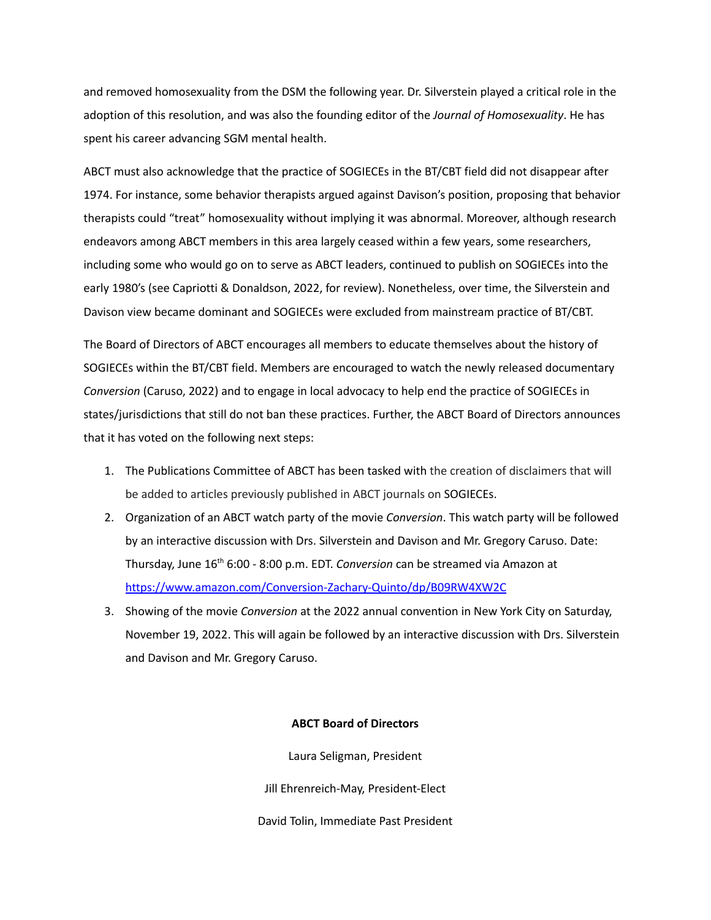and removed homosexuality from the DSM the following year. Dr. Silverstein played a critical role in the adoption of this resolution, and was also the founding editor of the *Journal of Homosexuality*. He has spent his career advancing SGM mental health.

ABCT must also acknowledge that the practice of SOGIECEs in the BT/CBT field did not disappear after 1974. For instance, some behavior therapists argued against Davison's position, proposing that behavior therapists could "treat" homosexuality without implying it was abnormal. Moreover, although research endeavors among ABCT members in this area largely ceased within a few years, some researchers, including some who would go on to serve as ABCT leaders, continued to publish on SOGIECEs into the early 1980's (see Capriotti & Donaldson, 2022, for review). Nonetheless, over time, the Silverstein and Davison view became dominant and SOGIECEs were excluded from mainstream practice of BT/CBT.

The Board of Directors of ABCT encourages all members to educate themselves about the history of SOGIECEs within the BT/CBT field. Members are encouraged to watch the newly released documentary *Conversion* (Caruso, 2022) and to engage in local advocacy to help end the practice of SOGIECEs in states/jurisdictions that still do not ban these practices. Further, the ABCT Board of Directors announces that it has voted on the following next steps:

1. The Publications Committee of ABCT has been tasked with the creation of disclaimers that will be added to articles previously published in ABCT journals on SOGIECEs.
2. Organization of an ABCT watch party of the movie *Conversion*. This watch party will be followed by an interactive discussion with Drs. Silverstein and Davison and Mr. Gregory Caruso. Date: Thursday, June 16th 6:00 - 8:00 p.m. EDT. *Conversion* can be streamed via Amazon at https://www.amazon.com/Conversion-Zachary-Quinto/dp/B09RW4XW2C
3. Showing of the movie *Conversion* at the 2022 annual convention in New York City on Saturday, November 19, 2022. This will again be followed by an interactive discussion with Drs. Silverstein and Davison and Mr. Gregory Caruso.

**ABCT Board of Directors**

Laura Seligman, President

Jill Ehrenreich-May, President-Elect

David Tolin, Immediate Past President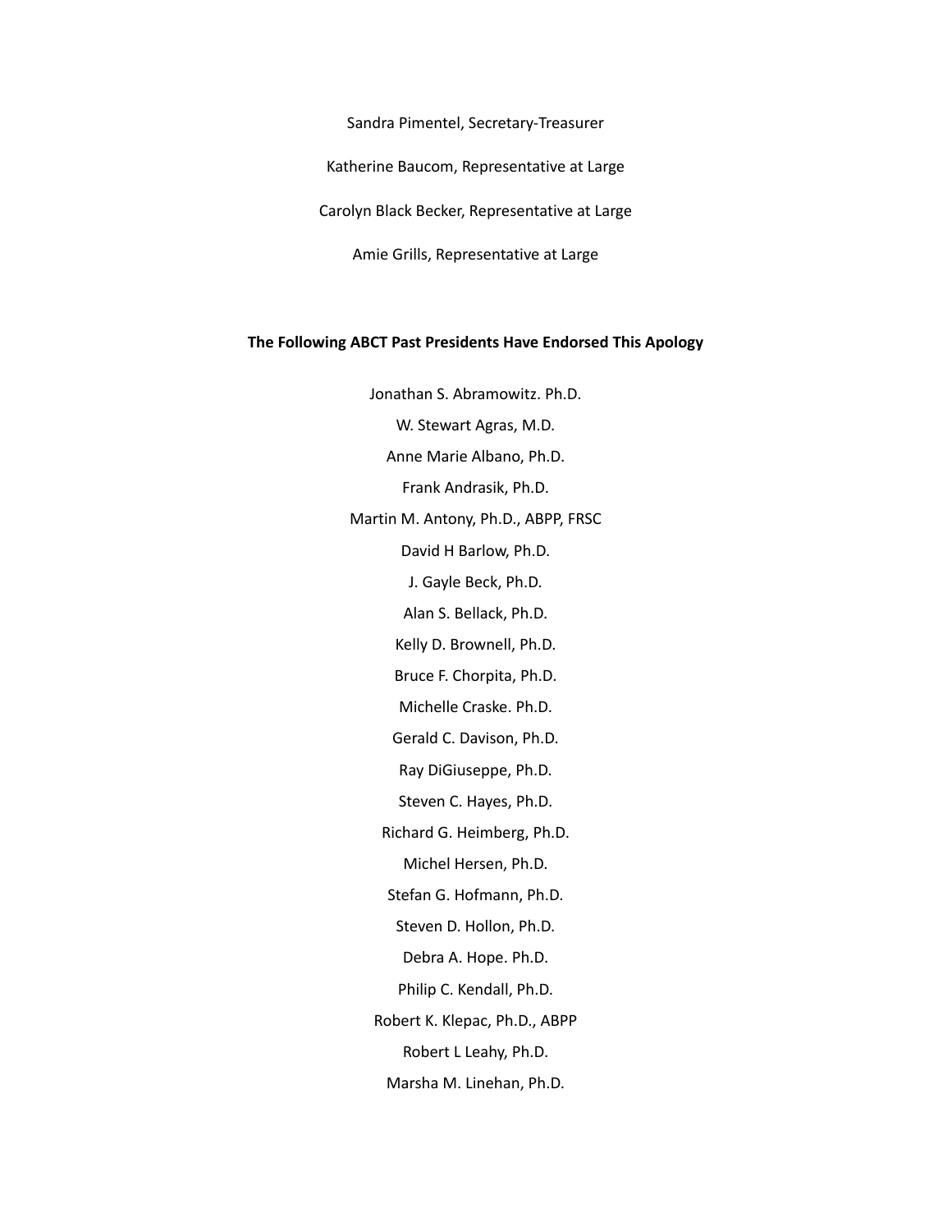Sandra Pimentel, Secretary-Treasurer

Katherine Baucom, Representative at Large

Carolyn Black Becker, Representative at Large

Amie Grills, Representative at Large

**The Following ABCT Past Presidents Have Endorsed This Apology**

Jonathan S. Abramowitz. Ph.D.

W. Stewart Agras, M.D.

Anne Marie Albano, Ph.D.

Frank Andrasik, Ph.D.

Martin M. Antony, Ph.D., ABPP, FRSC

David H Barlow, Ph.D.

J. Gayle Beck, Ph.D.

Alan S. Bellack, Ph.D.

Kelly D. Brownell, Ph.D.

Bruce F. Chorpita, Ph.D.

Michelle Craske. Ph.D.

Gerald C. Davison, Ph.D.

Ray DiGiuseppe, Ph.D.

Steven C. Hayes, Ph.D.

Richard G. Heimberg, Ph.D.

Michel Hersen, Ph.D.

Stefan G. Hofmann, Ph.D.

Steven D. Hollon, Ph.D.

Debra A. Hope. Ph.D.

Philip C. Kendall, Ph.D.

Robert K. Klepac, Ph.D., ABPP

Robert L Leahy, Ph.D.

Marsha M. Linehan, Ph.D.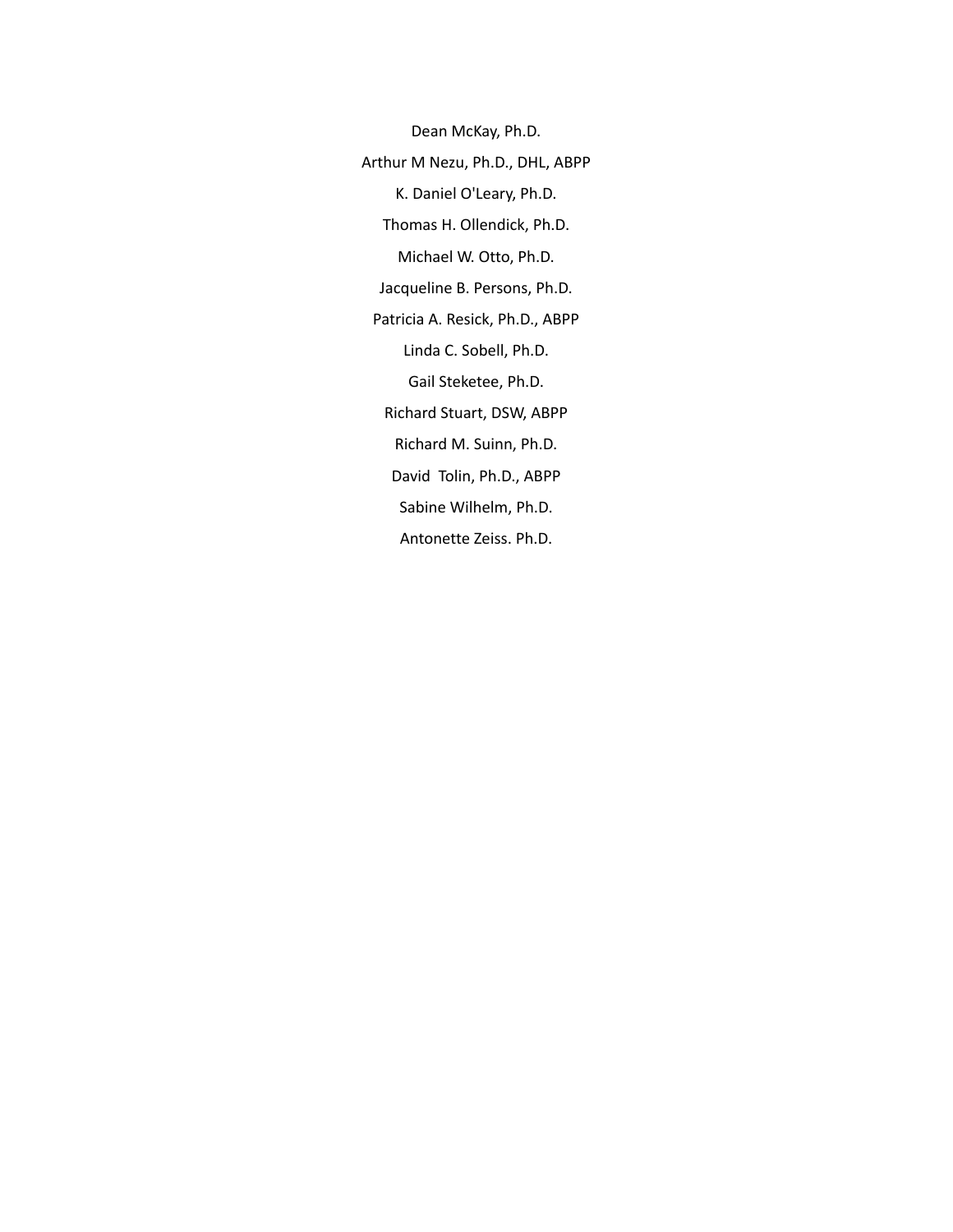Dean McKay, Ph.D.

Arthur M Nezu, Ph.D., DHL, ABPP

K. Daniel O'Leary, Ph.D.

Thomas H. Ollendick, Ph.D.

Michael W. Otto, Ph.D.

Jacqueline B. Persons, Ph.D.

Patricia A. Resick, Ph.D., ABPP

Linda C. Sobell, Ph.D.

Gail Steketee, Ph.D.

Richard Stuart, DSW, ABPP

Richard M. Suinn, Ph.D.

David  Tolin, Ph.D., ABPP

Sabine Wilhelm, Ph.D.

Antonette Zeiss. Ph.D.